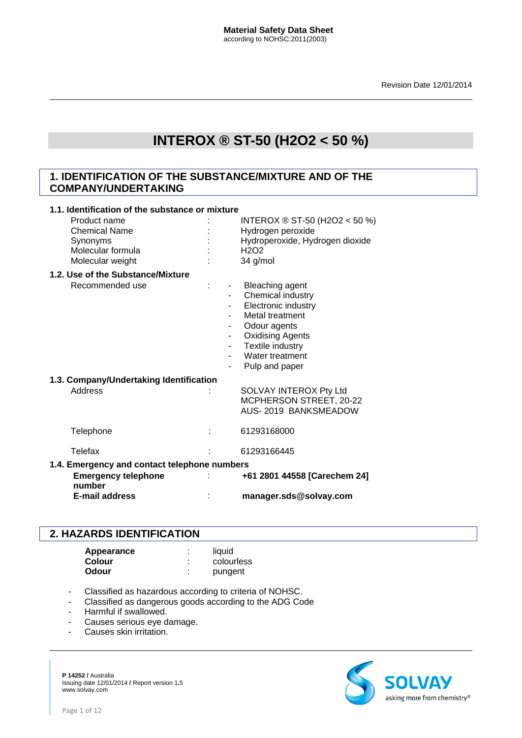**Material Safety Data Sheet**
according to NOHSC:2011(2003)

Revision Date 12/01/2014

# INTEROX ® ST-50 ($H_2O_2$ < 50 %)

## 1. IDENTIFICATION OF THE SUBSTANCE/MIXTURE AND OF THE COMPANY/UNDERTAKING

### 1.1. Identification of the substance or mixture

| | | |
|---|---|---|
| Product name | : | INTEROX ® ST-50 ($H_2O_2$ < 50 %) |
| Chemical Name | : | Hydrogen peroxide |
| Synonyms | : | Hydroperoxide, Hydrogen dioxide |
| Molecular formula | : | $H_2O_2$ |
| Molecular weight | : | 34 g/mol |

### 1.2. Use of the Substance/Mixture

Recommended use :

- Bleaching agent
- Chemical industry
- Electronic industry
- Metal treatment
- Odour agents
- Oxidising Agents
- Textile industry
- Water treatment
- Pulp and paper

### 1.3. Company/Undertaking Identification

| | | |
|---|---|---|
| Address | : | SOLVAY INTEROX Pty Ltd<br>MCPHERSON STREET, 20-22<br>AUS- 2019 BANKSMEADOW |
| Telephone | : | 61293168000 |
| Telefax | : | 61293166445 |

### 1.4. Emergency and contact telephone numbers

| | | |
|---|---|---|
| **Emergency telephone number** | : | **+61 2801 44558 [Carechem 24]** |
| **E-mail address** | : | **manager.sds@solvay.com** |

## 2. HAZARDS IDENTIFICATION

| | | |
|---|---|---|
| **Appearance** | : | liquid |
| **Colour** | : | colourless |
| **Odour** | : | pungent |

- Classified as hazardous according to criteria of NOHSC.
- Classified as dangerous goods according to the ADG Code
- Harmful if swallowed.
- Causes serious eye damage.
- Causes skin irritation.

**P 14252 /** Australia
Issuing date 12/01/2014 **/** Report version 1**.**5
www.solvay.com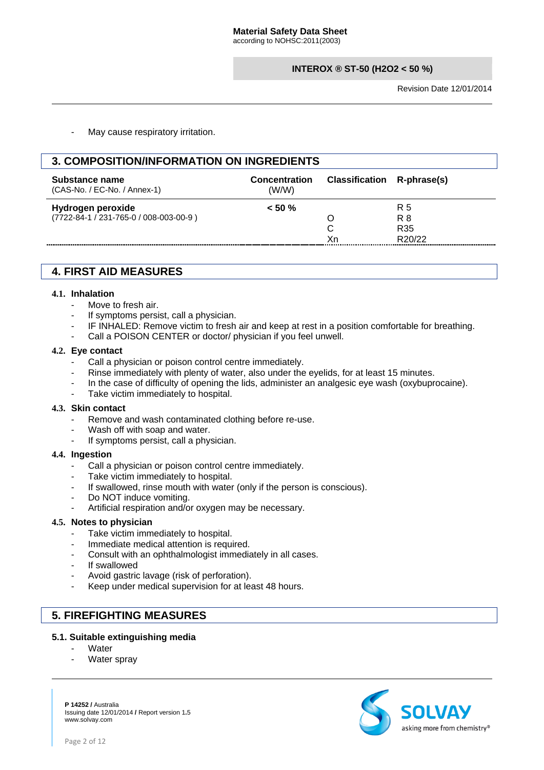- May cause respiratory irritation.

## 3. COMPOSITION/INFORMATION ON INGREDIENTS

| Substance name (CAS-No. / EC-No. / Annex-1) | Concentration (W/W) | Classification | R-phrase(s) |
|---|---|---|---|
| **Hydrogen peroxide** (7722-84-1 / 231-765-0 / 008-003-00-9 ) | **< 50 %** | | R 5 |
| | | O | R 8 |
| | | C | R35 |
| | | Xn | R20/22 |

## 4. FIRST AID MEASURES

### 4.1. Inhalation

- Move to fresh air.
- If symptoms persist, call a physician.
- IF INHALED: Remove victim to fresh air and keep at rest in a position comfortable for breathing.
- Call a POISON CENTER or doctor/ physician if you feel unwell.

### 4.2. Eye contact

- Call a physician or poison control centre immediately.
- Rinse immediately with plenty of water, also under the eyelids, for at least 15 minutes.
- In the case of difficulty of opening the lids, administer an analgesic eye wash (oxybuprocaine).
- Take victim immediately to hospital.

### 4.3. Skin contact

- Remove and wash contaminated clothing before re-use.
- Wash off with soap and water.
- If symptoms persist, call a physician.

### 4.4. Ingestion

- Call a physician or poison control centre immediately.
- Take victim immediately to hospital.
- If swallowed, rinse mouth with water (only if the person is conscious).
- Do NOT induce vomiting.
- Artificial respiration and/or oxygen may be necessary.

### 4.5. Notes to physician

- Take victim immediately to hospital.
- Immediate medical attention is required.
- Consult with an ophthalmologist immediately in all cases.
- If swallowed
- Avoid gastric lavage (risk of perforation).
- Keep under medical supervision for at least 48 hours.

## 5. FIREFIGHTING MEASURES

### 5.1. Suitable extinguishing media

- Water
- Water spray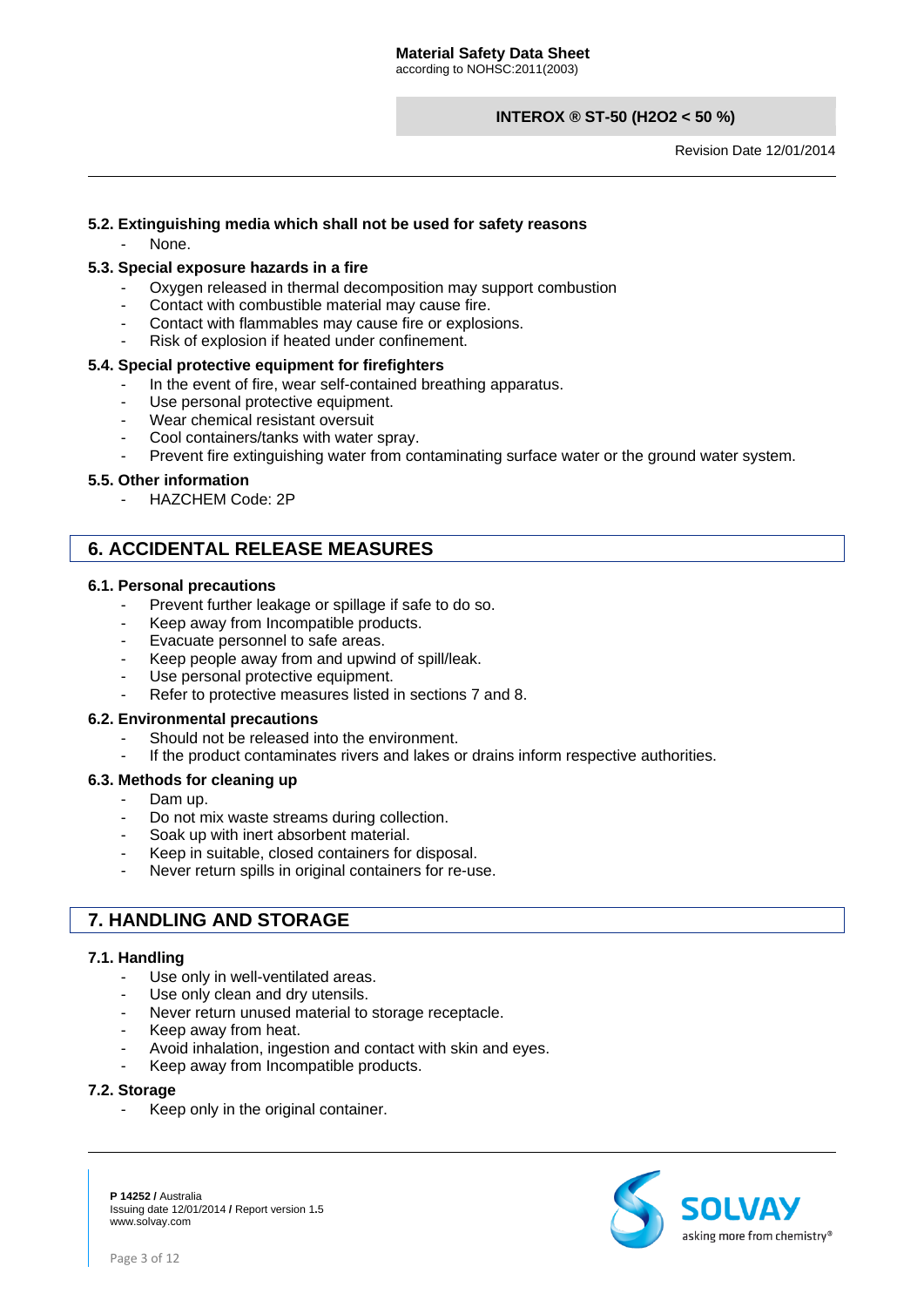### 5.2. Extinguishing media which shall not be used for safety reasons

- None.

### 5.3. Special exposure hazards in a fire

- Oxygen released in thermal decomposition may support combustion
- Contact with combustible material may cause fire.
- Contact with flammables may cause fire or explosions.
- Risk of explosion if heated under confinement.

### 5.4. Special protective equipment for firefighters

- In the event of fire, wear self-contained breathing apparatus.
- Use personal protective equipment.
- Wear chemical resistant oversuit
- Cool containers/tanks with water spray.
- Prevent fire extinguishing water from contaminating surface water or the ground water system.

### 5.5. Other information

- HAZCHEM Code: 2P

## 6. ACCIDENTAL RELEASE MEASURES

### 6.1. Personal precautions

- Prevent further leakage or spillage if safe to do so.
- Keep away from Incompatible products.
- Evacuate personnel to safe areas.
- Keep people away from and upwind of spill/leak.
- Use personal protective equipment.
- Refer to protective measures listed in sections 7 and 8.

### 6.2. Environmental precautions

- Should not be released into the environment.
- If the product contaminates rivers and lakes or drains inform respective authorities.

### 6.3. Methods for cleaning up

- Dam up.
- Do not mix waste streams during collection.
- Soak up with inert absorbent material.
- Keep in suitable, closed containers for disposal.
- Never return spills in original containers for re-use.

## 7. HANDLING AND STORAGE

### 7.1. Handling

- Use only in well-ventilated areas.
- Use only clean and dry utensils.
- Never return unused material to storage receptacle.
- Keep away from heat.
- Avoid inhalation, ingestion and contact with skin and eyes.
- Keep away from Incompatible products.

### 7.2. Storage

- Keep only in the original container.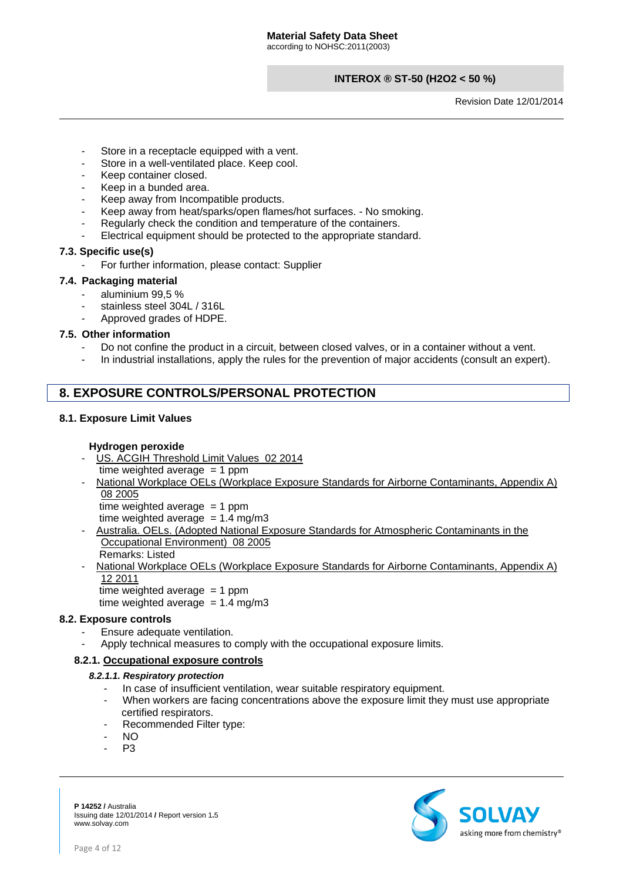- Store in a receptacle equipped with a vent.
- Store in a well-ventilated place. Keep cool.
- Keep container closed.
- Keep in a bunded area.
- Keep away from Incompatible products.
- Keep away from heat/sparks/open flames/hot surfaces. - No smoking.
- Regularly check the condition and temperature of the containers.
- Electrical equipment should be protected to the appropriate standard.

### 7.3. Specific use(s)

- For further information, please contact: Supplier

### 7.4. Packaging material

- aluminium 99,5 %
- stainless steel 304L / 316L
- Approved grades of HDPE.

### 7.5. Other information

- Do not confine the product in a circuit, between closed valves, or in a container without a vent.
- In industrial installations, apply the rules for the prevention of major accidents (consult an expert).

## 8. EXPOSURE CONTROLS/PERSONAL PROTECTION

### 8.1. Exposure Limit Values

**Hydrogen peroxide**

- US. ACGIH Threshold Limit Values 02 2014
  time weighted average = 1 ppm
- National Workplace OELs (Workplace Exposure Standards for Airborne Contaminants, Appendix A) 08 2005
  time weighted average = 1 ppm
  time weighted average = 1.4 mg/m3
- Australia. OELs. (Adopted National Exposure Standards for Atmospheric Contaminants in the Occupational Environment) 08 2005
  Remarks: Listed
- National Workplace OELs (Workplace Exposure Standards for Airborne Contaminants, Appendix A) 12 2011
  time weighted average = 1 ppm
  time weighted average = 1.4 mg/m3

### 8.2. Exposure controls

- Ensure adequate ventilation.
- Apply technical measures to comply with the occupational exposure limits.

#### 8.2.1. Occupational exposure controls

***8.2.1.1. Respiratory protection***

- In case of insufficient ventilation, wear suitable respiratory equipment.
- When workers are facing concentrations above the exposure limit they must use appropriate certified respirators.
- Recommended Filter type:
- NO
- P3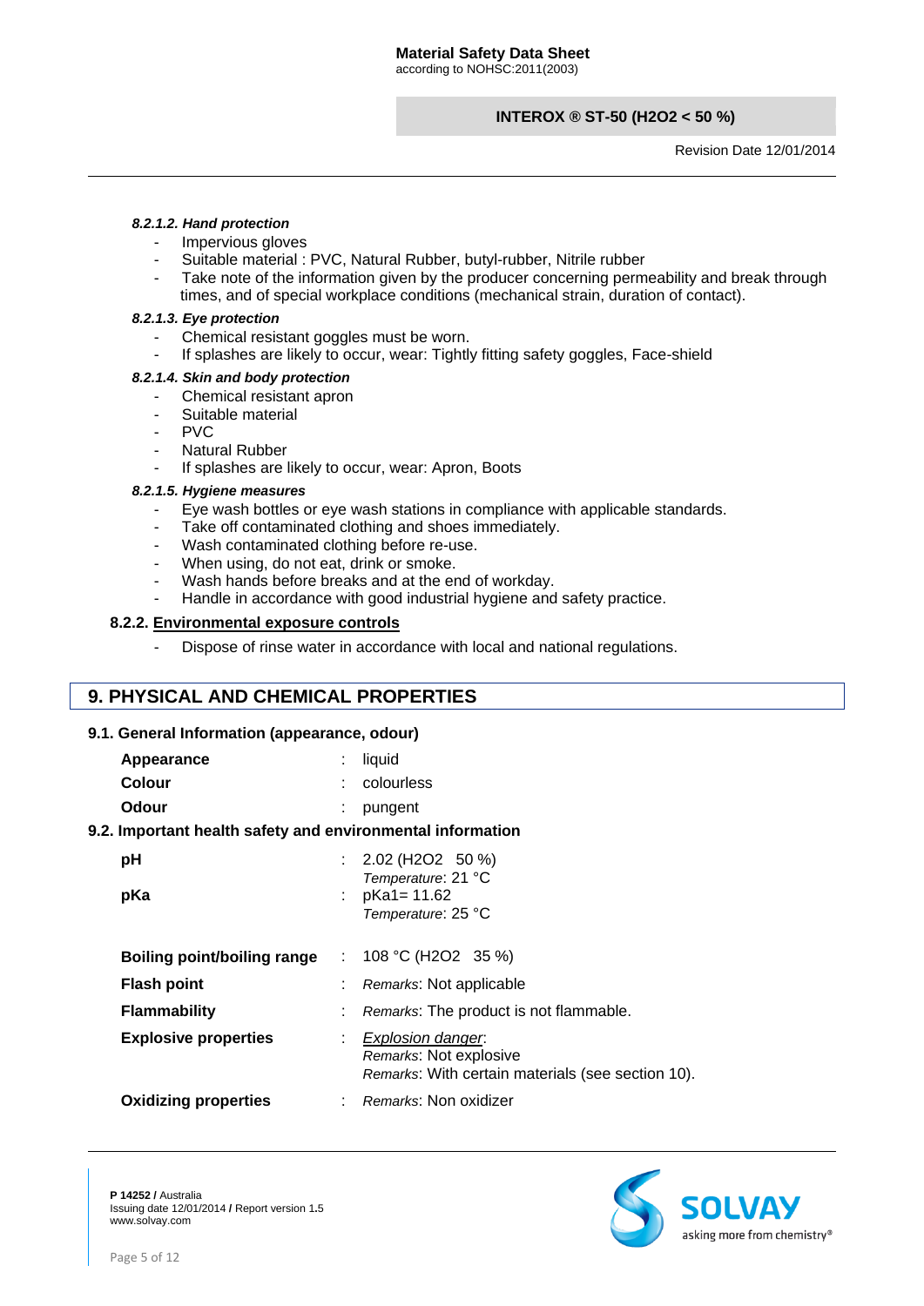#### *8.2.1.2. Hand protection*

- Impervious gloves
- Suitable material : PVC, Natural Rubber, butyl-rubber, Nitrile rubber
- Take note of the information given by the producer concerning permeability and break through times, and of special workplace conditions (mechanical strain, duration of contact).

#### *8.2.1.3. Eye protection*

- Chemical resistant goggles must be worn.
- If splashes are likely to occur, wear: Tightly fitting safety goggles, Face-shield

#### *8.2.1.4. Skin and body protection*

- Chemical resistant apron
- Suitable material
- PVC
- Natural Rubber
- If splashes are likely to occur, wear: Apron, Boots

#### *8.2.1.5. Hygiene measures*

- Eye wash bottles or eye wash stations in compliance with applicable standards.
- Take off contaminated clothing and shoes immediately.
- Wash contaminated clothing before re-use.
- When using, do not eat, drink or smoke.
- Wash hands before breaks and at the end of workday.
- Handle in accordance with good industrial hygiene and safety practice.

### 8.2.2. Environmental exposure controls

- Dispose of rinse water in accordance with local and national regulations.

## 9. PHYSICAL AND CHEMICAL PROPERTIES

### 9.1. General Information (appearance, odour)

**Appearance** : liquid

**Colour** : colourless

**Odour** : pungent

### 9.2. Important health safety and environmental information

**pH** : 2.02 ($H_2O_2$ 50 %)
*Temperature*: 21 °C

**pKa** : pKa1= 11.62
*Temperature*: 25 °C

**Boiling point/boiling range** : 108 °C ($H_2O_2$ 35 %)

**Flash point** : *Remarks*: Not applicable

**Flammability** : *Remarks*: The product is not flammable.

**Explosive properties** : *Explosion danger*:
*Remarks*: Not explosive
*Remarks*: With certain materials (see section 10).

**Oxidizing properties** : *Remarks*: Non oxidizer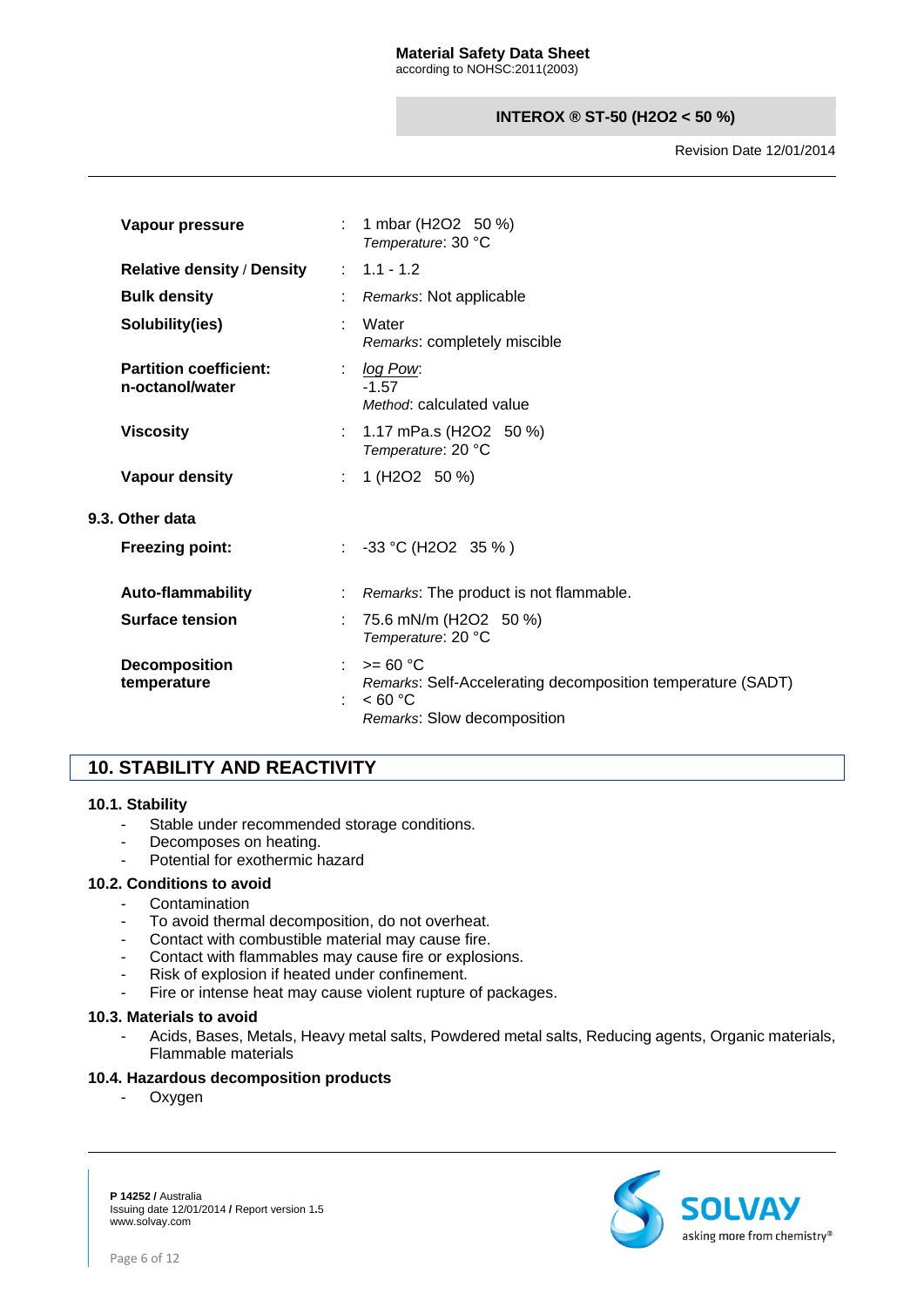| | | |
|---|---|---|
| **Vapour pressure** | : | 1 mbar ($H_2O_2$ 50 %)<br>*Temperature*: 30 °C |
| **Relative density / Density** | : | 1.1 - 1.2 |
| **Bulk density** | : | *Remarks*: Not applicable |
| **Solubility(ies)** | : | Water<br>*Remarks*: completely miscible |
| **Partition coefficient: n-octanol/water** | : | *log Pow*:<br>-1.57<br>*Method*: calculated value |
| **Viscosity** | : | 1.17 mPa.s ($H_2O_2$ 50 %)<br>*Temperature*: 20 °C |
| **Vapour density** | : | 1 ($H_2O_2$ 50 %) |

**9.3. Other data**

| | | |
|---|---|---|
| **Freezing point:** | : | -33 °C ($H_2O_2$ 35 % ) |
| **Auto-flammability** | : | *Remarks*: The product is not flammable. |
| **Surface tension** | : | 75.6 mN/m ($H_2O_2$ 50 %)<br>*Temperature*: 20 °C |
| **Decomposition temperature** | : | >= 60 °C<br>*Remarks*: Self-Accelerating decomposition temperature (SADT) |
| | : | < 60 °C<br>*Remarks*: Slow decomposition |

## 10. STABILITY AND REACTIVITY

### 10.1. Stability

- Stable under recommended storage conditions.
- Decomposes on heating.
- Potential for exothermic hazard

### 10.2. Conditions to avoid

- Contamination
- To avoid thermal decomposition, do not overheat.
- Contact with combustible material may cause fire.
- Contact with flammables may cause fire or explosions.
- Risk of explosion if heated under confinement.
- Fire or intense heat may cause violent rupture of packages.

### 10.3. Materials to avoid

- Acids, Bases, Metals, Heavy metal salts, Powdered metal salts, Reducing agents, Organic materials, Flammable materials

### 10.4. Hazardous decomposition products

- Oxygen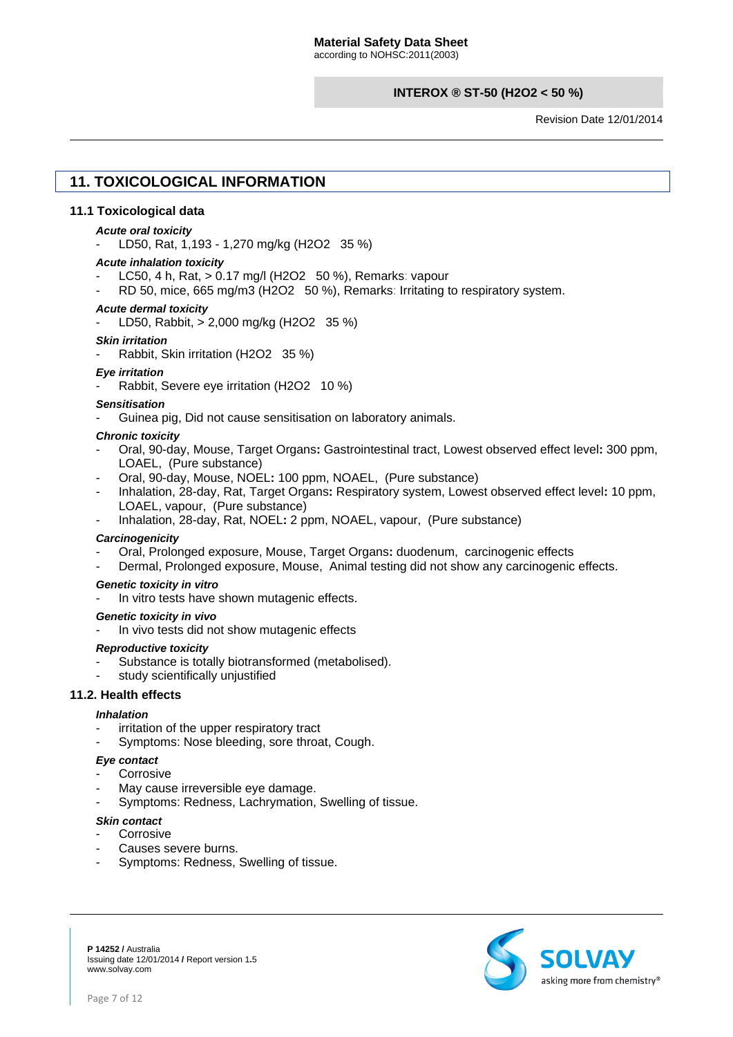## 11. TOXICOLOGICAL INFORMATION

### 11.1 Toxicological data

***Acute oral toxicity***

- LD50, Rat, 1,193 - 1,270 mg/kg ($H_2O_2$ 35 %)

***Acute inhalation toxicity***

- LC50, 4 h, Rat, > 0.17 mg/l ($H_2O_2$ 50 %), Remarks: vapour
- RD 50, mice, 665 mg/m3 ($H_2O_2$ 50 %), Remarks: Irritating to respiratory system.

***Acute dermal toxicity***

- LD50, Rabbit, > 2,000 mg/kg ($H_2O_2$ 35 %)

***Skin irritation***

- Rabbit, Skin irritation ($H_2O_2$ 35 %)

***Eye irritation***

- Rabbit, Severe eye irritation ($H_2O_2$ 10 %)

***Sensitisation***

- Guinea pig, Did not cause sensitisation on laboratory animals.

***Chronic toxicity***

- Oral, 90-day, Mouse, Target Organs**:** Gastrointestinal tract, Lowest observed effect level**:** 300 ppm, LOAEL, (Pure substance)
- Oral, 90-day, Mouse, NOEL**:** 100 ppm, NOAEL, (Pure substance)
- Inhalation, 28-day, Rat, Target Organs**:** Respiratory system, Lowest observed effect level**:** 10 ppm, LOAEL, vapour, (Pure substance)
- Inhalation, 28-day, Rat, NOEL**:** 2 ppm, NOAEL, vapour, (Pure substance)

***Carcinogenicity***

- Oral, Prolonged exposure, Mouse, Target Organs**:** duodenum, carcinogenic effects
- Dermal, Prolonged exposure, Mouse, Animal testing did not show any carcinogenic effects.

***Genetic toxicity in vitro***

- In vitro tests have shown mutagenic effects.

***Genetic toxicity in vivo***

- In vivo tests did not show mutagenic effects

***Reproductive toxicity***

- Substance is totally biotransformed (metabolised).
- study scientifically unjustified

### 11.2. Health effects

***Inhalation***

- irritation of the upper respiratory tract
- Symptoms: Nose bleeding, sore throat, Cough.

***Eye contact***

- Corrosive
- May cause irreversible eye damage.
- Symptoms: Redness, Lachrymation, Swelling of tissue.

***Skin contact***

- Corrosive
- Causes severe burns.
- Symptoms: Redness, Swelling of tissue.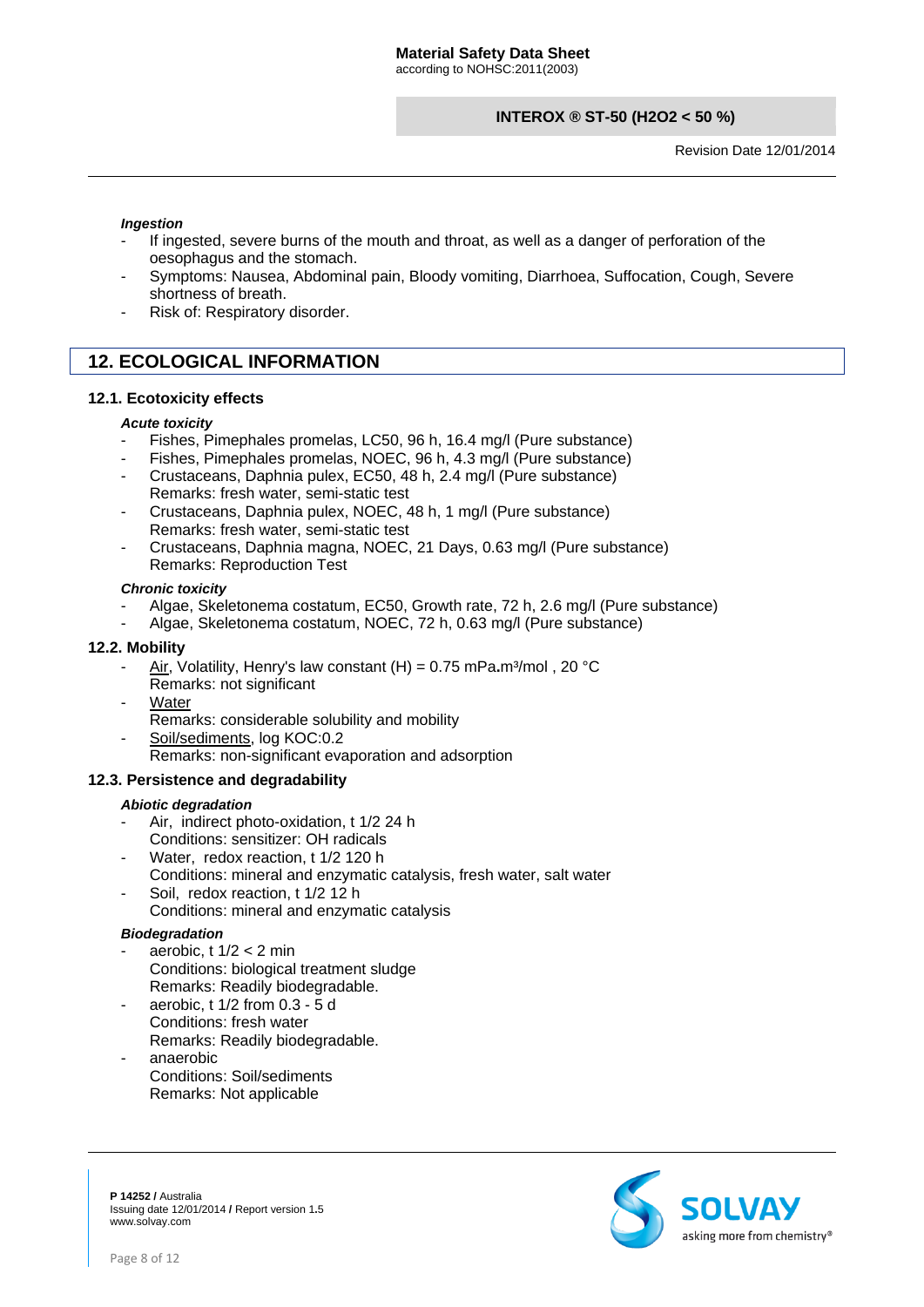#### *Ingestion*

- If ingested, severe burns of the mouth and throat, as well as a danger of perforation of the oesophagus and the stomach.
- Symptoms: Nausea, Abdominal pain, Bloody vomiting, Diarrhoea, Suffocation, Cough, Severe shortness of breath.
- Risk of: Respiratory disorder.

## 12. ECOLOGICAL INFORMATION

### 12.1. Ecotoxicity effects

#### *Acute toxicity*

- Fishes, Pimephales promelas, LC50, 96 h, 16.4 mg/l (Pure substance)
- Fishes, Pimephales promelas, NOEC, 96 h, 4.3 mg/l (Pure substance)
- Crustaceans, Daphnia pulex, EC50, 48 h, 2.4 mg/l (Pure substance)
  Remarks: fresh water, semi-static test
- Crustaceans, Daphnia pulex, NOEC, 48 h, 1 mg/l (Pure substance)
  Remarks: fresh water, semi-static test
- Crustaceans, Daphnia magna, NOEC, 21 Days, 0.63 mg/l (Pure substance)
  Remarks: Reproduction Test

#### *Chronic toxicity*

- Algae, Skeletonema costatum, EC50, Growth rate, 72 h, 2.6 mg/l (Pure substance)
- Algae, Skeletonema costatum, NOEC, 72 h, 0.63 mg/l (Pure substance)

### 12.2. Mobility

- Air, Volatility, Henry's law constant (H) = 0.75 mPa.m³/mol , 20 °C
  Remarks: not significant
- Water
  Remarks: considerable solubility and mobility
- Soil/sediments, log KOC:0.2
  Remarks: non-significant evaporation and adsorption

### 12.3. Persistence and degradability

#### *Abiotic degradation*

- Air, indirect photo-oxidation, t 1/2 24 h
  Conditions: sensitizer: OH radicals
- Water, redox reaction, t 1/2 120 h
  Conditions: mineral and enzymatic catalysis, fresh water, salt water
- Soil, redox reaction, t 1/2 12 h
  Conditions: mineral and enzymatic catalysis

#### *Biodegradation*

- aerobic, t 1/2 < 2 min
  Conditions: biological treatment sludge
  Remarks: Readily biodegradable.
- aerobic, t 1/2 from 0.3 - 5 d
  Conditions: fresh water
  Remarks: Readily biodegradable.
- anaerobic
  Conditions: Soil/sediments
  Remarks: Not applicable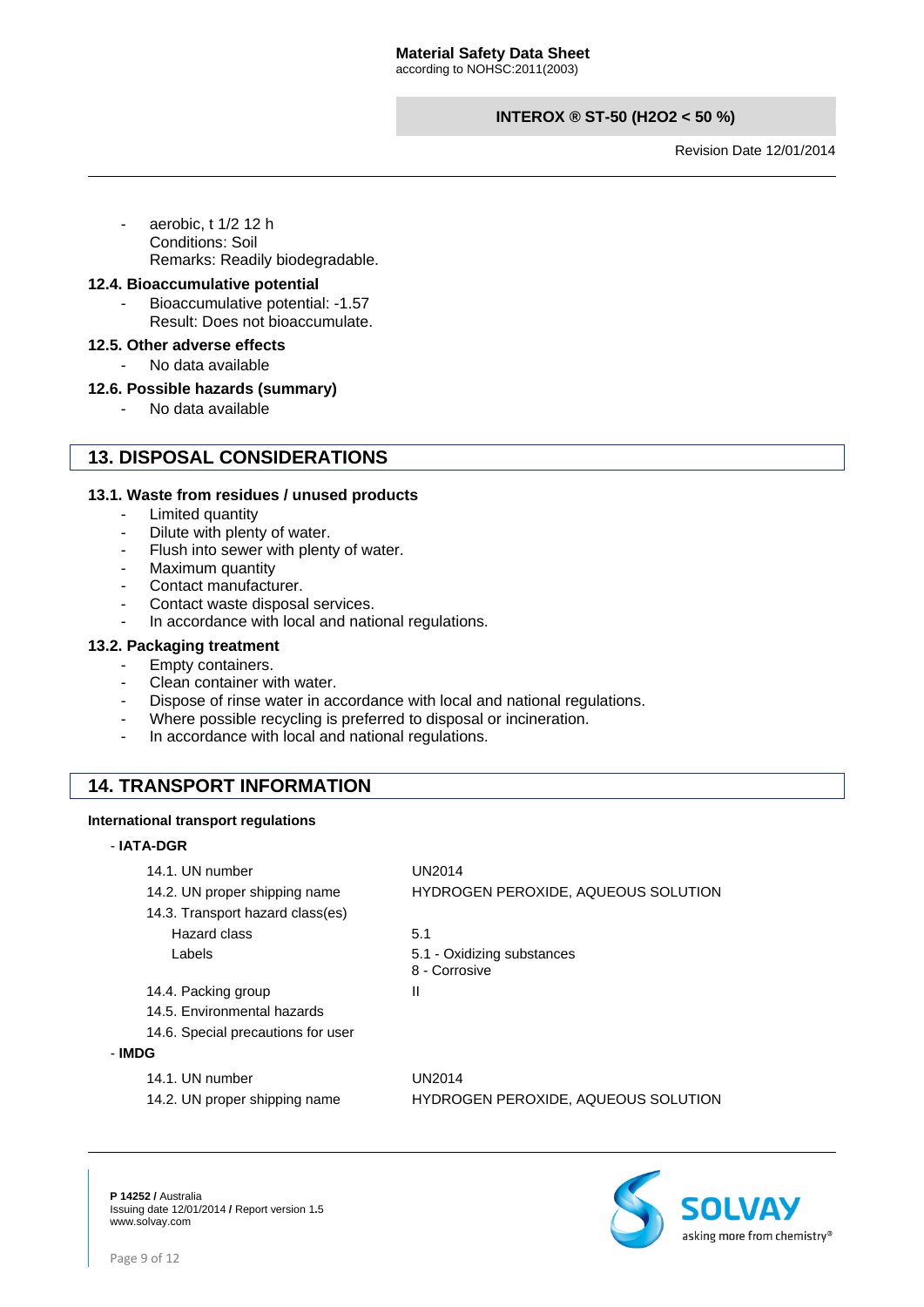- aerobic, t 1/2 12 h
  Conditions: Soil
  Remarks: Readily biodegradable.

### 12.4. Bioaccumulative potential

- Bioaccumulative potential: -1.57
  Result: Does not bioaccumulate.

### 12.5. Other adverse effects

- No data available

### 12.6. Possible hazards (summary)

- No data available

## 13. DISPOSAL CONSIDERATIONS

### 13.1. Waste from residues / unused products

- Limited quantity
- Dilute with plenty of water.
- Flush into sewer with plenty of water.
- Maximum quantity
- Contact manufacturer.
- Contact waste disposal services.
- In accordance with local and national regulations.

### 13.2. Packaging treatment

- Empty containers.
- Clean container with water.
- Dispose of rinse water in accordance with local and national regulations.
- Where possible recycling is preferred to disposal or incineration.
- In accordance with local and national regulations.

## 14. TRANSPORT INFORMATION

**International transport regulations**

- **IATA-DGR**

| | |
|---|---|
| 14.1. UN number | UN2014 |
| 14.2. UN proper shipping name | HYDROGEN PEROXIDE, AQUEOUS SOLUTION |
| 14.3. Transport hazard class(es) | |
| Hazard class | 5.1 |
| Labels | 5.1 - Oxidizing substances<br>8 - Corrosive |
| 14.4. Packing group | II |
| 14.5. Environmental hazards | |
| 14.6. Special precautions for user | |

- **IMDG**

| | |
|---|---|
| 14.1. UN number | UN2014 |
| 14.2. UN proper shipping name | HYDROGEN PEROXIDE, AQUEOUS SOLUTION |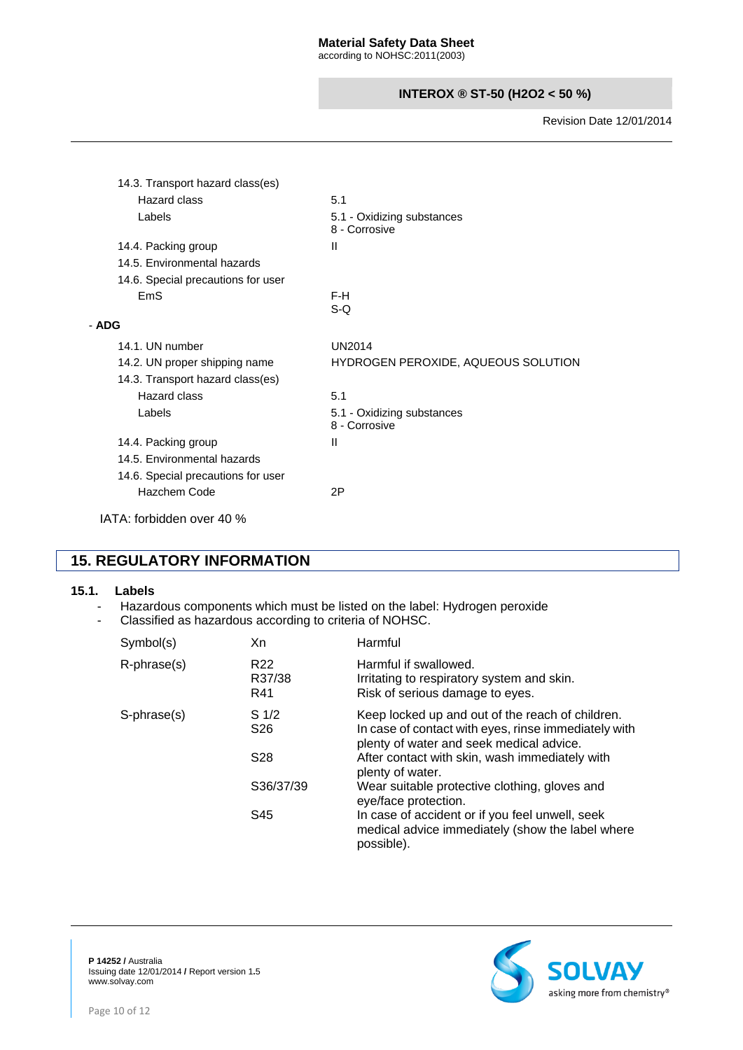| | |
|---|---|
| 14.3. Transport hazard class(es) | |
| Hazard class | 5.1 |
| Labels | 5.1 - Oxidizing substances<br>8 - Corrosive |
| 14.4. Packing group | II |
| 14.5. Environmental hazards | |
| 14.6. Special precautions for user | |
| EmS | F-H<br>S-Q |

- **ADG**

| | |
|---|---|
| 14.1. UN number | UN2014 |
| 14.2. UN proper shipping name | HYDROGEN PEROXIDE, AQUEOUS SOLUTION |
| 14.3. Transport hazard class(es) | |
| Hazard class | 5.1 |
| Labels | 5.1 - Oxidizing substances<br>8 - Corrosive |
| 14.4. Packing group | II |
| 14.5. Environmental hazards | |
| 14.6. Special precautions for user | |
| Hazchem Code | 2P |

IATA: forbidden over 40 %

## 15. REGULATORY INFORMATION

### 15.1. Labels

- Hazardous components which must be listed on the label: Hydrogen peroxide
- Classified as hazardous according to criteria of NOHSC.

| | | |
|---|---|---|
| Symbol(s) | Xn | Harmful |
| R-phrase(s) | R22 | Harmful if swallowed. |
| | R37/38 | Irritating to respiratory system and skin. |
| | R41 | Risk of serious damage to eyes. |
| S-phrase(s) | S 1/2 | Keep locked up and out of the reach of children. |
| | S26 | In case of contact with eyes, rinse immediately with plenty of water and seek medical advice. |
| | S28 | After contact with skin, wash immediately with plenty of water. |
| | S36/37/39 | Wear suitable protective clothing, gloves and eye/face protection. |
| | S45 | In case of accident or if you feel unwell, seek medical advice immediately (show the label where possible). |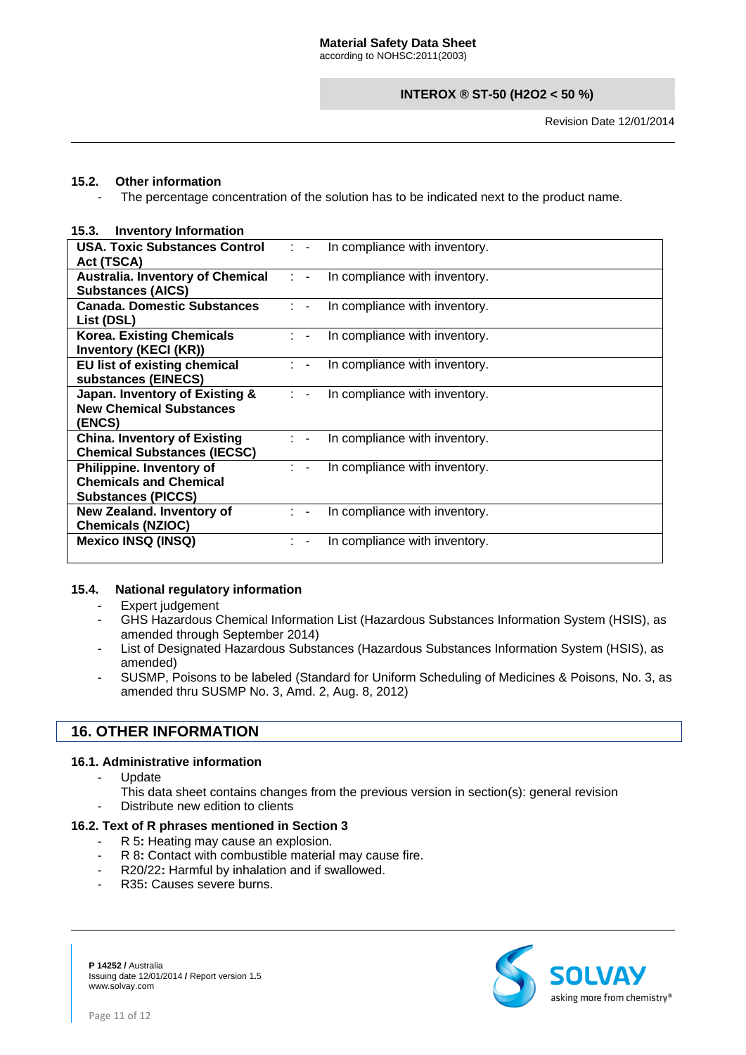### 15.2. Other information

- The percentage concentration of the solution has to be indicated next to the product name.

### 15.3. Inventory Information

| | | |
|---|---|---|
| **USA. Toxic Substances Control Act (TSCA)** | : - | In compliance with inventory. |
| **Australia. Inventory of Chemical Substances (AICS)** | : - | In compliance with inventory. |
| **Canada. Domestic Substances List (DSL)** | : - | In compliance with inventory. |
| **Korea. Existing Chemicals Inventory (KECI (KR))** | : - | In compliance with inventory. |
| **EU list of existing chemical substances (EINECS)** | : - | In compliance with inventory. |
| **Japan. Inventory of Existing & New Chemical Substances (ENCS)** | : - | In compliance with inventory. |
| **China. Inventory of Existing Chemical Substances (IECSC)** | : - | In compliance with inventory. |
| **Philippine. Inventory of Chemicals and Chemical Substances (PICCS)** | : - | In compliance with inventory. |
| **New Zealand. Inventory of Chemicals (NZIOC)** | : - | In compliance with inventory. |
| **Mexico INSQ (INSQ)** | : - | In compliance with inventory. |

### 15.4. National regulatory information

- Expert judgement
- GHS Hazardous Chemical Information List (Hazardous Substances Information System (HSIS), as amended through September 2014)
- List of Designated Hazardous Substances (Hazardous Substances Information System (HSIS), as amended)
- SUSMP, Poisons to be labeled (Standard for Uniform Scheduling of Medicines & Poisons, No. 3, as amended thru SUSMP No. 3, Amd. 2, Aug. 8, 2012)

## 16. OTHER INFORMATION

### 16.1. Administrative information

- Update
  This data sheet contains changes from the previous version in section(s): general revision
- Distribute new edition to clients

### 16.2. Text of R phrases mentioned in Section 3

- R 5**:** Heating may cause an explosion.
- R 8**:** Contact with combustible material may cause fire.
- R20/22**:** Harmful by inhalation and if swallowed.
- R35**:** Causes severe burns.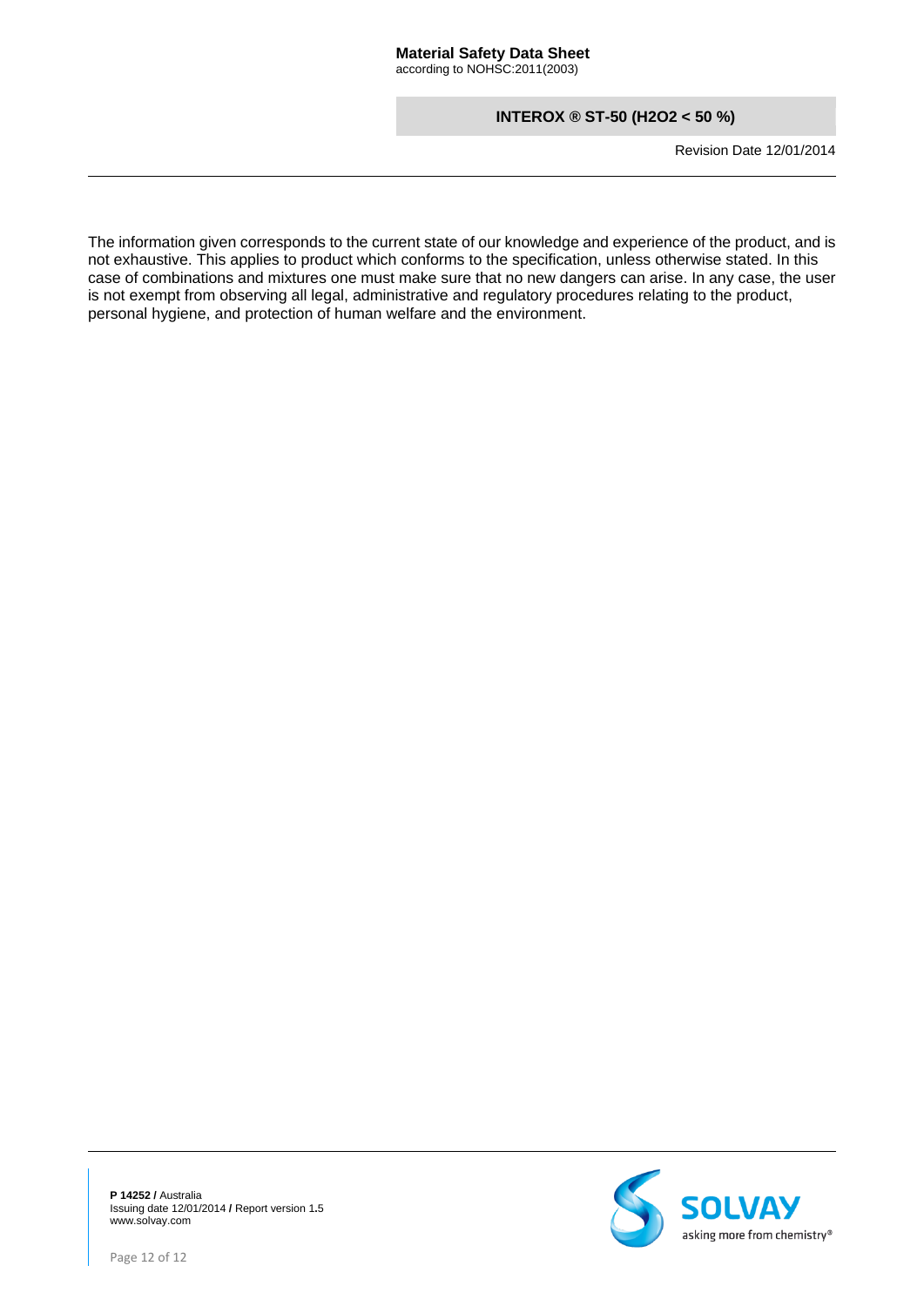The information given corresponds to the current state of our knowledge and experience of the product, and is not exhaustive. This applies to product which conforms to the specification, unless otherwise stated. In this case of combinations and mixtures one must make sure that no new dangers can arise. In any case, the user is not exempt from observing all legal, administrative and regulatory procedures relating to the product, personal hygiene, and protection of human welfare and the environment.